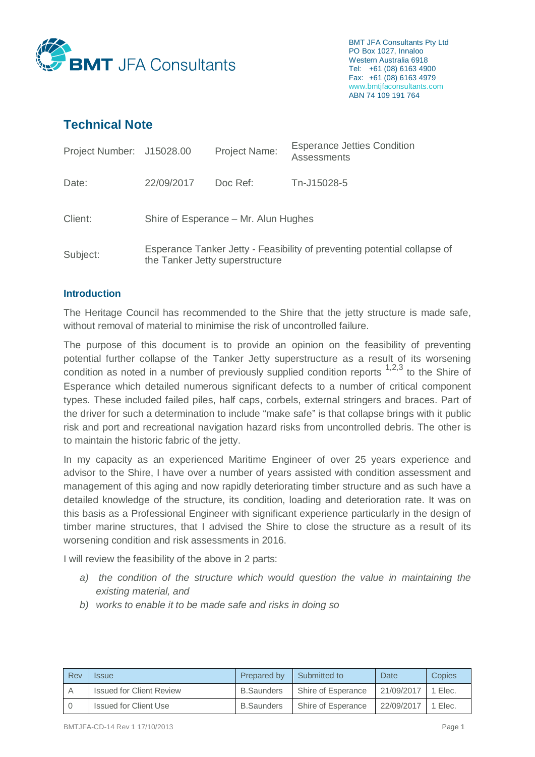BMT JFA Consultants

BMT JFA Consultants Pty Ltd
PO Box 1027, Innaloo
Western Australia 6918
Tel: +61 (08) 6163 4900
Fax: +61 (08) 6163 4979
www.bmtjfaconsultants.com
ABN 74 109 191 764

# Technical Note

| | | | |
|---|---|---|---|
| Project Number: | J15028.00 | Project Name: | Esperance Jetties Condition Assessments |
| Date: | 22/09/2017 | Doc Ref: | Tn-J15028-5 |
| Client: | Shire of Esperance – Mr. Alun Hughes | | |
| Subject: | Esperance Tanker Jetty - Feasibility of preventing potential collapse of the Tanker Jetty superstructure | | |

## Introduction

The Heritage Council has recommended to the Shire that the jetty structure is made safe, without removal of material to minimise the risk of uncontrolled failure.

The purpose of this document is to provide an opinion on the feasibility of preventing potential further collapse of the Tanker Jetty superstructure as a result of its worsening condition as noted in a number of previously supplied condition reports [1,2,3] to the Shire of Esperance which detailed numerous significant defects to a number of critical component types. These included failed piles, half caps, corbels, external stringers and braces. Part of the driver for such a determination to include "make safe" is that collapse brings with it public risk and port and recreational navigation hazard risks from uncontrolled debris. The other is to maintain the historic fabric of the jetty.

In my capacity as an experienced Maritime Engineer of over 25 years experience and advisor to the Shire, I have over a number of years assisted with condition assessment and management of this aging and now rapidly deteriorating timber structure and as such have a detailed knowledge of the structure, its condition, loading and deterioration rate. It was on this basis as a Professional Engineer with significant experience particularly in the design of timber marine structures, that I advised the Shire to close the structure as a result of its worsening condition and risk assessments in 2016.

I will review the feasibility of the above in 2 parts:

a) *the condition of the structure which would question the value in maintaining the existing material, and*
b) *works to enable it to be made safe and risks in doing so*

| Rev | Issue | Prepared by | Submitted to | Date | Copies |
|---|---|---|---|---|---|
| A | Issued for Client Review | B.Saunders | Shire of Esperance | 21/09/2017 | 1 Elec. |
| 0 | Issued for Client Use | B.Saunders | Shire of Esperance | 22/09/2017 | 1 Elec. |

BMTJFA-CD-14 Rev 1 17/10/2013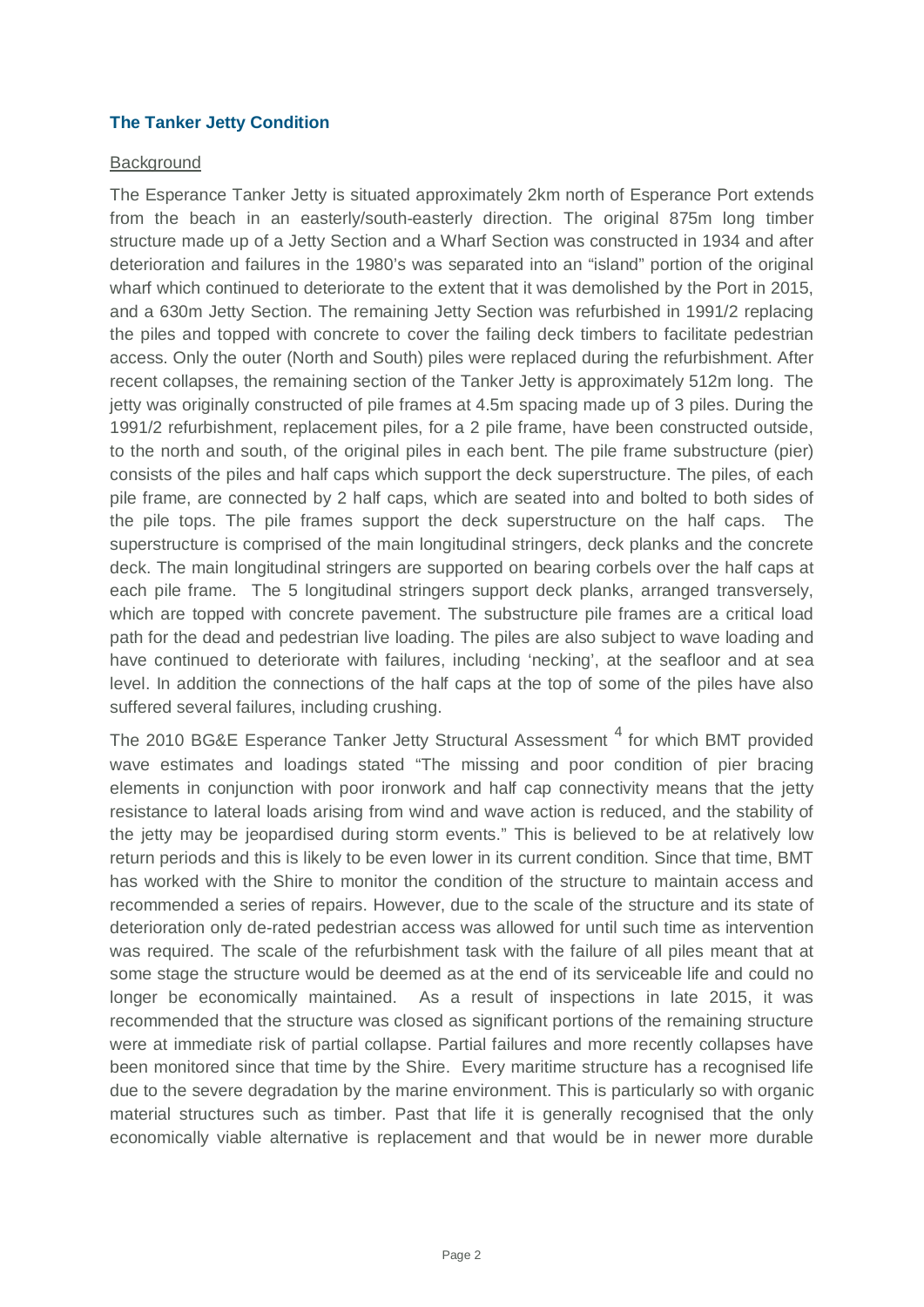## The Tanker Jetty Condition

Background

The Esperance Tanker Jetty is situated approximately 2km north of Esperance Port extends from the beach in an easterly/south-easterly direction. The original 875m long timber structure made up of a Jetty Section and a Wharf Section was constructed in 1934 and after deterioration and failures in the 1980's was separated into an "island" portion of the original wharf which continued to deteriorate to the extent that it was demolished by the Port in 2015, and a 630m Jetty Section. The remaining Jetty Section was refurbished in 1991/2 replacing the piles and topped with concrete to cover the failing deck timbers to facilitate pedestrian access. Only the outer (North and South) piles were replaced during the refurbishment. After recent collapses, the remaining section of the Tanker Jetty is approximately 512m long. The jetty was originally constructed of pile frames at 4.5m spacing made up of 3 piles. During the 1991/2 refurbishment, replacement piles, for a 2 pile frame, have been constructed outside, to the north and south, of the original piles in each bent. The pile frame substructure (pier) consists of the piles and half caps which support the deck superstructure. The piles, of each pile frame, are connected by 2 half caps, which are seated into and bolted to both sides of the pile tops. The pile frames support the deck superstructure on the half caps. The superstructure is comprised of the main longitudinal stringers, deck planks and the concrete deck. The main longitudinal stringers are supported on bearing corbels over the half caps at each pile frame. The 5 longitudinal stringers support deck planks, arranged transversely, which are topped with concrete pavement. The substructure pile frames are a critical load path for the dead and pedestrian live loading. The piles are also subject to wave loading and have continued to deteriorate with failures, including 'necking', at the seafloor and at sea level. In addition the connections of the half caps at the top of some of the piles have also suffered several failures, including crushing.

The 2010 BG&E Esperance Tanker Jetty Structural Assessment [4] for which BMT provided wave estimates and loadings stated "The missing and poor condition of pier bracing elements in conjunction with poor ironwork and half cap connectivity means that the jetty resistance to lateral loads arising from wind and wave action is reduced, and the stability of the jetty may be jeopardised during storm events." This is believed to be at relatively low return periods and this is likely to be even lower in its current condition. Since that time, BMT has worked with the Shire to monitor the condition of the structure to maintain access and recommended a series of repairs. However, due to the scale of the structure and its state of deterioration only de-rated pedestrian access was allowed for until such time as intervention was required. The scale of the refurbishment task with the failure of all piles meant that at some stage the structure would be deemed as at the end of its serviceable life and could no longer be economically maintained. As a result of inspections in late 2015, it was recommended that the structure was closed as significant portions of the remaining structure were at immediate risk of partial collapse. Partial failures and more recently collapses have been monitored since that time by the Shire. Every maritime structure has a recognised life due to the severe degradation by the marine environment. This is particularly so with organic material structures such as timber. Past that life it is generally recognised that the only economically viable alternative is replacement and that would be in newer more durable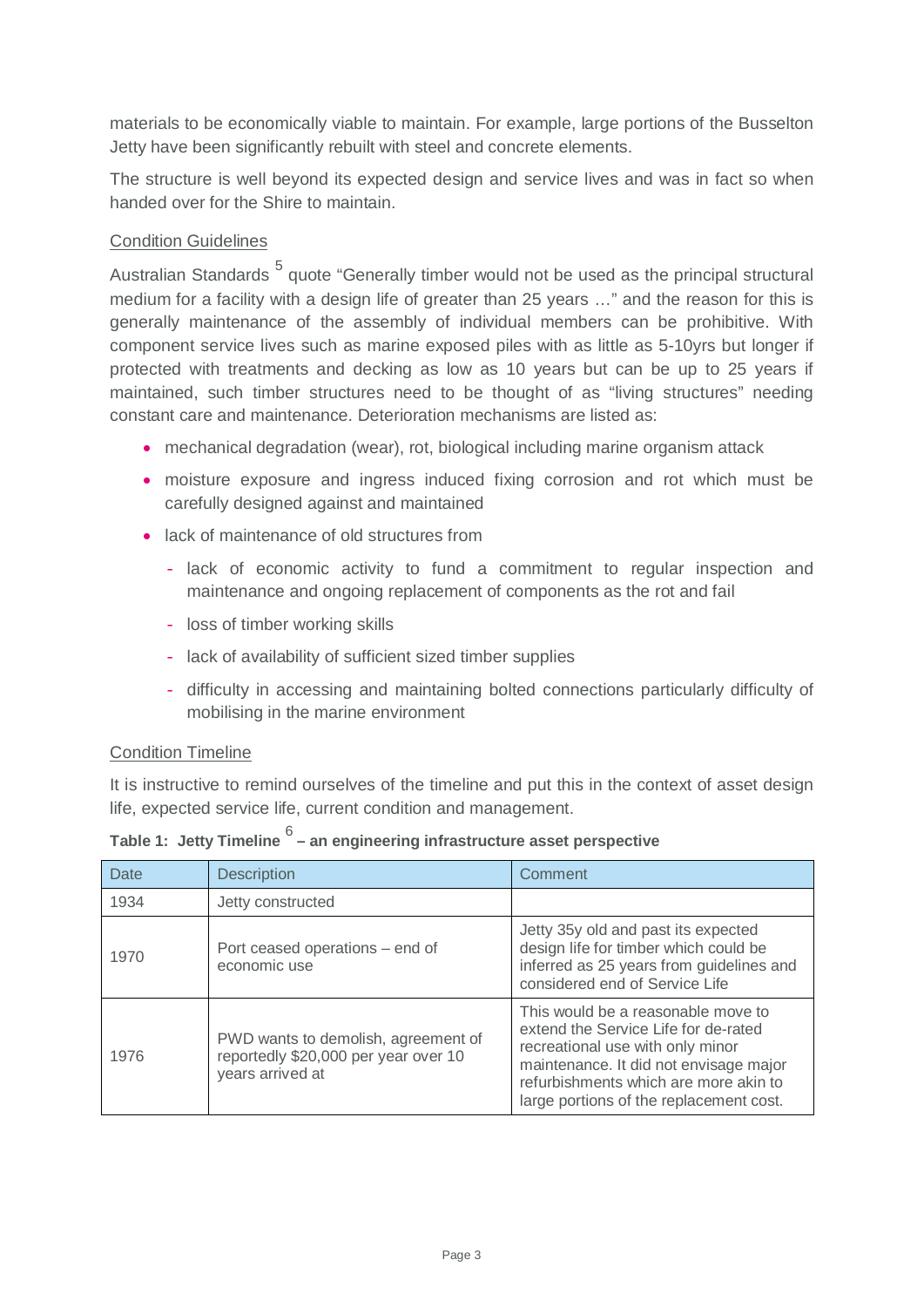materials to be economically viable to maintain. For example, large portions of the Busselton Jetty have been significantly rebuilt with steel and concrete elements.

The structure is well beyond its expected design and service lives and was in fact so when handed over for the Shire to maintain.

<u>Condition Guidelines</u>

Australian Standards [5] quote "Generally timber would not be used as the principal structural medium for a facility with a design life of greater than 25 years …" and the reason for this is generally maintenance of the assembly of individual members can be prohibitive. With component service lives such as marine exposed piles with as little as 5-10yrs but longer if protected with treatments and decking as low as 10 years but can be up to 25 years if maintained, such timber structures need to be thought of as "living structures" needing constant care and maintenance. Deterioration mechanisms are listed as:

- mechanical degradation (wear), rot, biological including marine organism attack
- moisture exposure and ingress induced fixing corrosion and rot which must be carefully designed against and maintained
- lack of maintenance of old structures from
  - lack of economic activity to fund a commitment to regular inspection and maintenance and ongoing replacement of components as the rot and fail
  - loss of timber working skills
  - lack of availability of sufficient sized timber supplies
  - difficulty in accessing and maintaining bolted connections particularly difficulty of mobilising in the marine environment

<u>Condition Timeline</u>

It is instructive to remind ourselves of the timeline and put this in the context of asset design life, expected service life, current condition and management.

**Table 1: Jetty Timeline [6] – an engineering infrastructure asset perspective**

| Date | Description | Comment |
|---|---|---|
| 1934 | Jetty constructed | |
| 1970 | Port ceased operations – end of economic use | Jetty 35y old and past its expected design life for timber which could be inferred as 25 years from guidelines and considered end of Service Life |
| 1976 | PWD wants to demolish, agreement of reportedly $20,000 per year over 10 years arrived at | This would be a reasonable move to extend the Service Life for de-rated recreational use with only minor maintenance. It did not envisage major refurbishments which are more akin to large portions of the replacement cost. |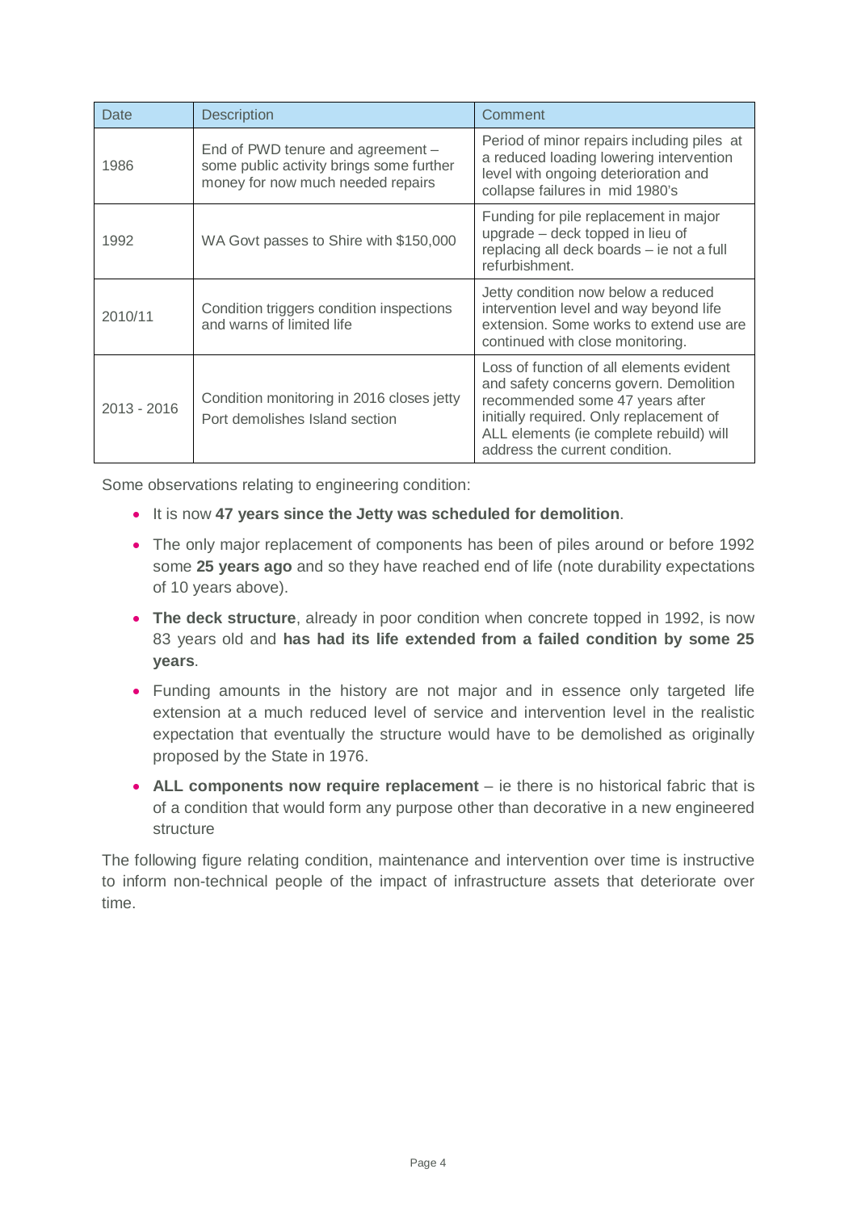| Date | Description | Comment |
|---|---|---|
| 1986 | End of PWD tenure and agreement – some public activity brings some further money for now much needed repairs | Period of minor repairs including piles at a reduced loading lowering intervention level with ongoing deterioration and collapse failures in mid 1980's |
| 1992 | WA Govt passes to Shire with $150,000 | Funding for pile replacement in major upgrade – deck topped in lieu of replacing all deck boards – ie not a full refurbishment. |
| 2010/11 | Condition triggers condition inspections and warns of limited life | Jetty condition now below a reduced intervention level and way beyond life extension. Some works to extend use are continued with close monitoring. |
| 2013 - 2016 | Condition monitoring in 2016 closes jetty<br>Port demolishes Island section | Loss of function of all elements evident and safety concerns govern. Demolition recommended some 47 years after initially required. Only replacement of ALL elements (ie complete rebuild) will address the current condition. |

Some observations relating to engineering condition:

- It is now **47 years since the Jetty was scheduled for demolition**.
- The only major replacement of components has been of piles around or before 1992 some **25 years ago** and so they have reached end of life (note durability expectations of 10 years above).
- **The deck structure**, already in poor condition when concrete topped in 1992, is now 83 years old and **has had its life extended from a failed condition by some 25 years**.
- Funding amounts in the history are not major and in essence only targeted life extension at a much reduced level of service and intervention level in the realistic expectation that eventually the structure would have to be demolished as originally proposed by the State in 1976.
- **ALL components now require replacement** – ie there is no historical fabric that is of a condition that would form any purpose other than decorative in a new engineered structure

The following figure relating condition, maintenance and intervention over time is instructive to inform non-technical people of the impact of infrastructure assets that deteriorate over time.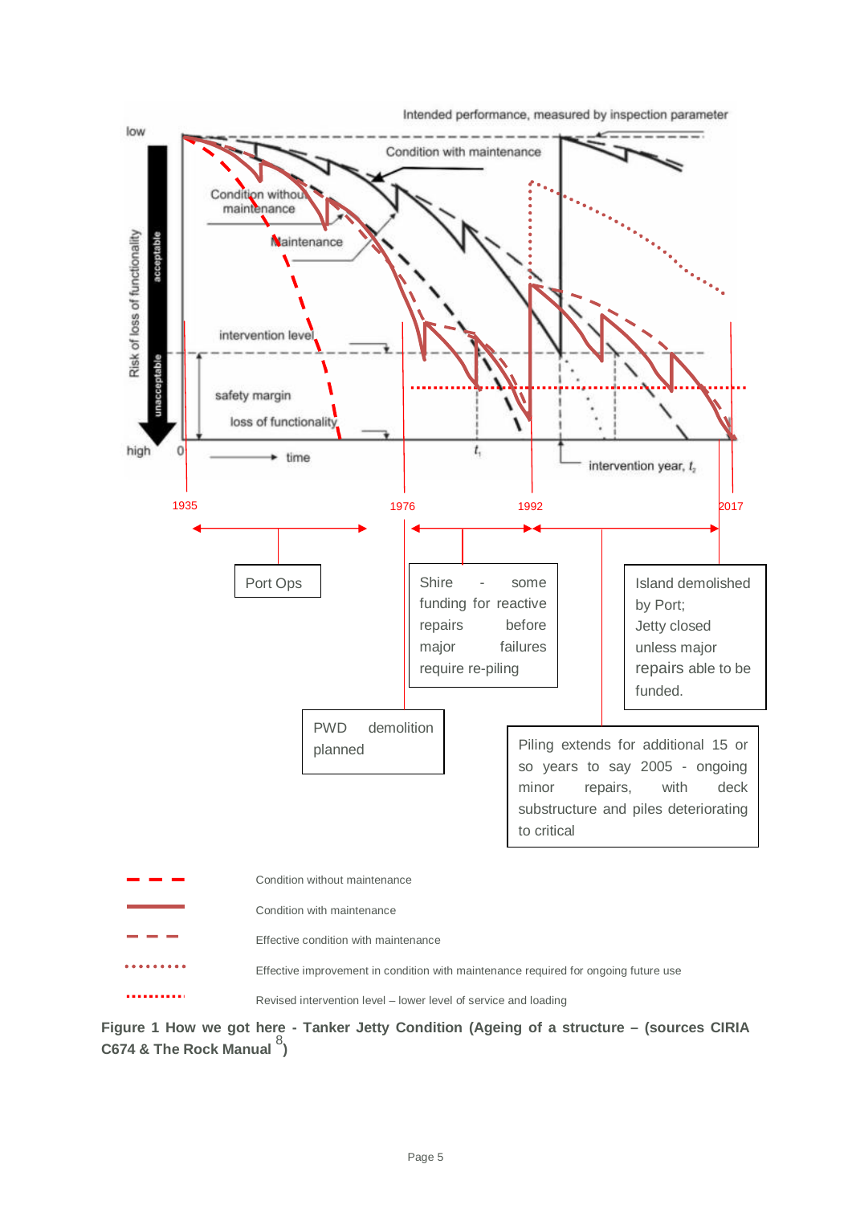Intended performance, measured by inspection parameter

low

Condition with maintenance

Condition without maintenance

Maintenance

Risk of loss of functionality

acceptable

unacceptable

intervention level

safety margin

loss of functionality

high

0

time

$t_1$

intervention year, $t_2$

1935

1976

1992

2017

Port Ops

Shire - some funding for reactive repairs before major failures require re-piling

Island demolished by Port; Jetty closed unless major repairs able to be funded.

PWD demolition planned

Piling extends for additional 15 or so years to say 2005 - ongoing minor repairs, with deck substructure and piles deteriorating to critical

Condition without maintenance

Condition with maintenance

Effective condition with maintenance

Effective improvement in condition with maintenance required for ongoing future use

Revised intervention level – lower level of service and loading

**Figure 1 How we got here - Tanker Jetty Condition (Ageing of a structure – (sources CIRIA C674 & The Rock Manual [8])**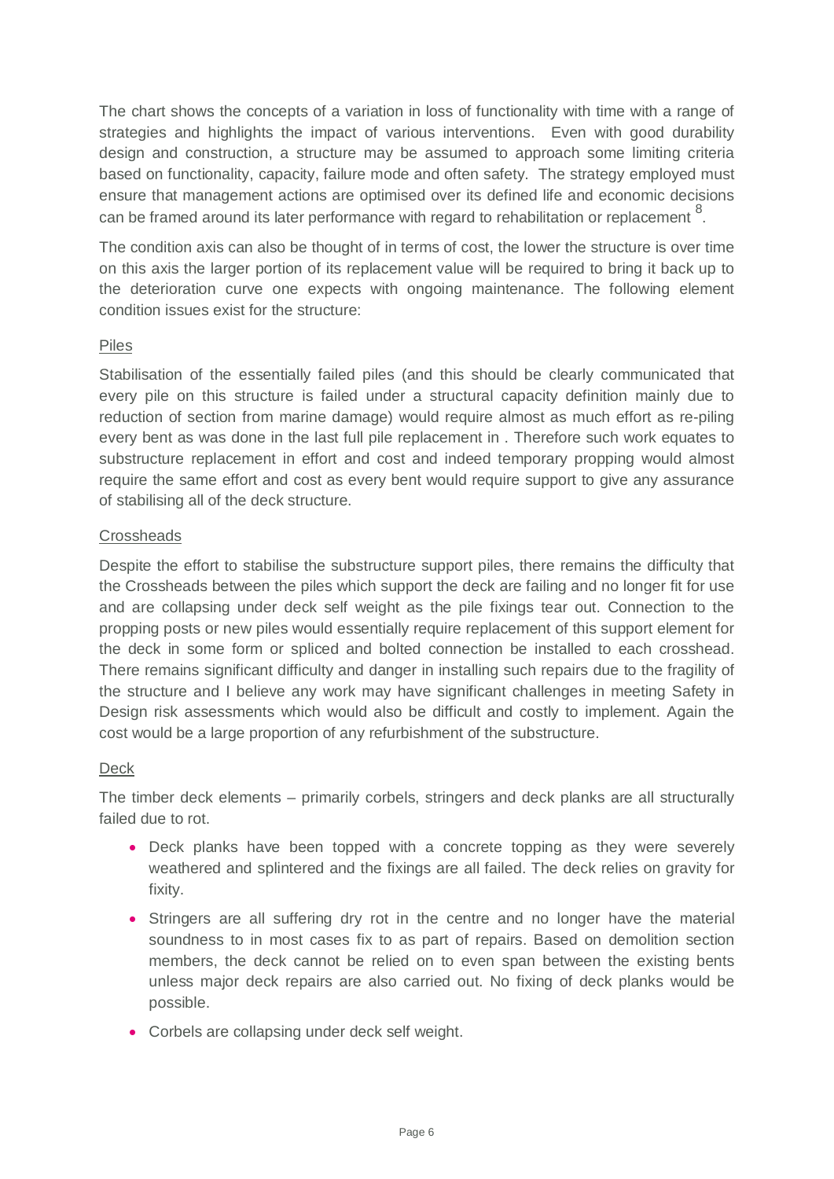The chart shows the concepts of a variation in loss of functionality with time with a range of strategies and highlights the impact of various interventions. Even with good durability design and construction, a structure may be assumed to approach some limiting criteria based on functionality, capacity, failure mode and often safety. The strategy employed must ensure that management actions are optimised over its defined life and economic decisions can be framed around its later performance with regard to rehabilitation or replacement [8].

The condition axis can also be thought of in terms of cost, the lower the structure is over time on this axis the larger portion of its replacement value will be required to bring it back up to the deterioration curve one expects with ongoing maintenance. The following element condition issues exist for the structure:

<u>Piles</u>

Stabilisation of the essentially failed piles (and this should be clearly communicated that every pile on this structure is failed under a structural capacity definition mainly due to reduction of section from marine damage) would require almost as much effort as re-piling every bent as was done in the last full pile replacement in . Therefore such work equates to substructure replacement in effort and cost and indeed temporary propping would almost require the same effort and cost as every bent would require support to give any assurance of stabilising all of the deck structure.

<u>Crossheads</u>

Despite the effort to stabilise the substructure support piles, there remains the difficulty that the Crossheads between the piles which support the deck are failing and no longer fit for use and are collapsing under deck self weight as the pile fixings tear out. Connection to the propping posts or new piles would essentially require replacement of this support element for the deck in some form or spliced and bolted connection be installed to each crosshead. There remains significant difficulty and danger in installing such repairs due to the fragility of the structure and I believe any work may have significant challenges in meeting Safety in Design risk assessments which would also be difficult and costly to implement. Again the cost would be a large proportion of any refurbishment of the substructure.

<u>Deck</u>

The timber deck elements – primarily corbels, stringers and deck planks are all structurally failed due to rot.

- Deck planks have been topped with a concrete topping as they were severely weathered and splintered and the fixings are all failed. The deck relies on gravity for fixity.
- Stringers are all suffering dry rot in the centre and no longer have the material soundness to in most cases fix to as part of repairs. Based on demolition section members, the deck cannot be relied on to even span between the existing bents unless major deck repairs are also carried out. No fixing of deck planks would be possible.
- Corbels are collapsing under deck self weight.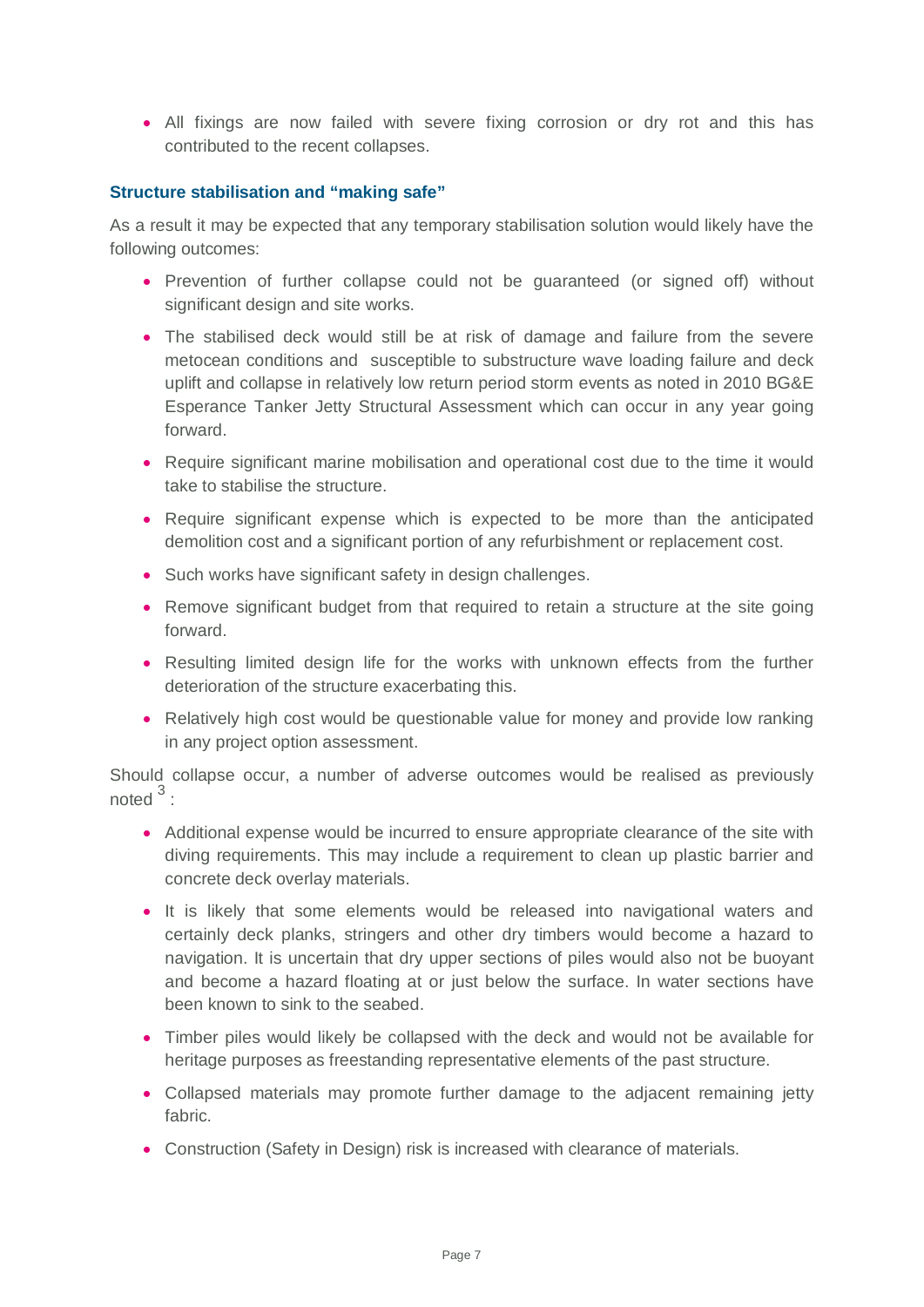- All fixings are now failed with severe fixing corrosion or dry rot and this has contributed to the recent collapses.

### Structure stabilisation and "making safe"

As a result it may be expected that any temporary stabilisation solution would likely have the following outcomes:

- Prevention of further collapse could not be guaranteed (or signed off) without significant design and site works.
- The stabilised deck would still be at risk of damage and failure from the severe metocean conditions and susceptible to substructure wave loading failure and deck uplift and collapse in relatively low return period storm events as noted in 2010 BG&E Esperance Tanker Jetty Structural Assessment which can occur in any year going forward.
- Require significant marine mobilisation and operational cost due to the time it would take to stabilise the structure.
- Require significant expense which is expected to be more than the anticipated demolition cost and a significant portion of any refurbishment or replacement cost.
- Such works have significant safety in design challenges.
- Remove significant budget from that required to retain a structure at the site going forward.
- Resulting limited design life for the works with unknown effects from the further deterioration of the structure exacerbating this.
- Relatively high cost would be questionable value for money and provide low ranking in any project option assessment.

Should collapse occur, a number of adverse outcomes would be realised as previously noted [3]:

- Additional expense would be incurred to ensure appropriate clearance of the site with diving requirements. This may include a requirement to clean up plastic barrier and concrete deck overlay materials.
- It is likely that some elements would be released into navigational waters and certainly deck planks, stringers and other dry timbers would become a hazard to navigation. It is uncertain that dry upper sections of piles would also not be buoyant and become a hazard floating at or just below the surface. In water sections have been known to sink to the seabed.
- Timber piles would likely be collapsed with the deck and would not be available for heritage purposes as freestanding representative elements of the past structure.
- Collapsed materials may promote further damage to the adjacent remaining jetty fabric.
- Construction (Safety in Design) risk is increased with clearance of materials.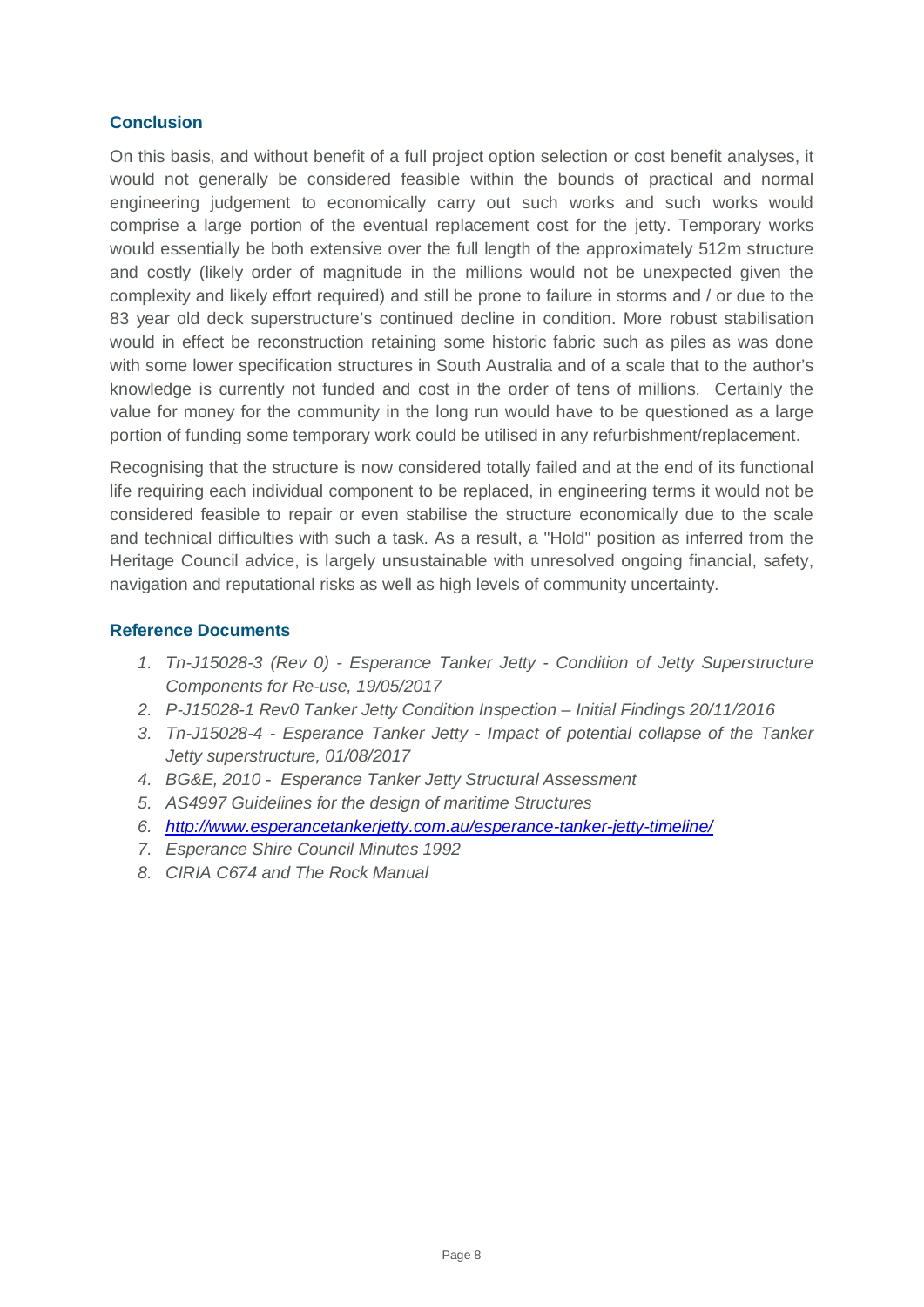## Conclusion

On this basis, and without benefit of a full project option selection or cost benefit analyses, it would not generally be considered feasible within the bounds of practical and normal engineering judgement to economically carry out such works and such works would comprise a large portion of the eventual replacement cost for the jetty. Temporary works would essentially be both extensive over the full length of the approximately 512m structure and costly (likely order of magnitude in the millions would not be unexpected given the complexity and likely effort required) and still be prone to failure in storms and / or due to the 83 year old deck superstructure's continued decline in condition. More robust stabilisation would in effect be reconstruction retaining some historic fabric such as piles as was done with some lower specification structures in South Australia and of a scale that to the author's knowledge is currently not funded and cost in the order of tens of millions. Certainly the value for money for the community in the long run would have to be questioned as a large portion of funding some temporary work could be utilised in any refurbishment/replacement.

Recognising that the structure is now considered totally failed and at the end of its functional life requiring each individual component to be replaced, in engineering terms it would not be considered feasible to repair or even stabilise the structure economically due to the scale and technical difficulties with such a task. As a result, a "Hold" position as inferred from the Heritage Council advice, is largely unsustainable with unresolved ongoing financial, safety, navigation and reputational risks as well as high levels of community uncertainty.

## Reference Documents

1. *Tn-J15028-3 (Rev 0) - Esperance Tanker Jetty - Condition of Jetty Superstructure Components for Re-use, 19/05/2017*
2. *P-J15028-1 Rev0 Tanker Jetty Condition Inspection – Initial Findings 20/11/2016*
3. *Tn-J15028-4 - Esperance Tanker Jetty - Impact of potential collapse of the Tanker Jetty superstructure, 01/08/2017*
4. *BG&E, 2010 - Esperance Tanker Jetty Structural Assessment*
5. *AS4997 Guidelines for the design of maritime Structures*
6. *http://www.esperancetankerjetty.com.au/esperance-tanker-jetty-timeline/*
7. *Esperance Shire Council Minutes 1992*
8. *CIRIA C674 and The Rock Manual*